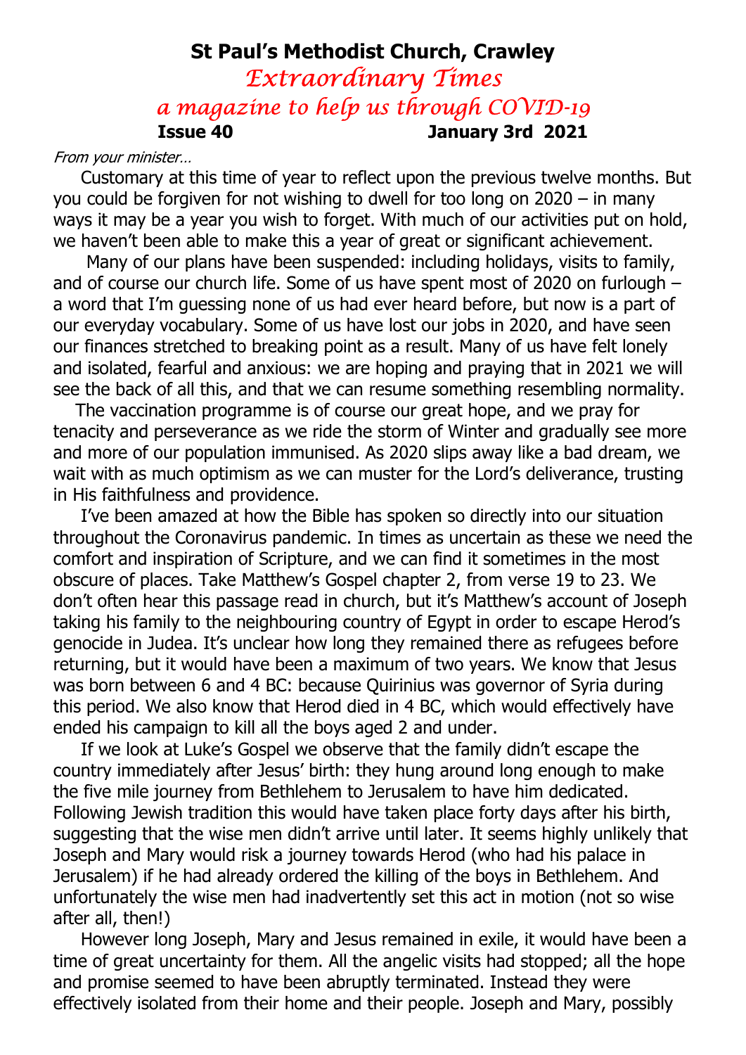# St Paul's Methodist Church, Crawley

## *Extraordinary Times*

### *a magazine to help us through COVID-19*

**Issue 40** **January 3rd 2021**

*From your minister…*

Customary at this time of year to reflect upon the previous twelve months. But you could be forgiven for not wishing to dwell for too long on 2020 – in many ways it may be a year you wish to forget. With much of our activities put on hold, we haven't been able to make this a year of great or significant achievement.

Many of our plans have been suspended: including holidays, visits to family, and of course our church life. Some of us have spent most of 2020 on furlough – a word that I'm guessing none of us had ever heard before, but now is a part of our everyday vocabulary. Some of us have lost our jobs in 2020, and have seen our finances stretched to breaking point as a result. Many of us have felt lonely and isolated, fearful and anxious: we are hoping and praying that in 2021 we will see the back of all this, and that we can resume something resembling normality.

The vaccination programme is of course our great hope, and we pray for tenacity and perseverance as we ride the storm of Winter and gradually see more and more of our population immunised. As 2020 slips away like a bad dream, we wait with as much optimism as we can muster for the Lord's deliverance, trusting in His faithfulness and providence.

I've been amazed at how the Bible has spoken so directly into our situation throughout the Coronavirus pandemic. In times as uncertain as these we need the comfort and inspiration of Scripture, and we can find it sometimes in the most obscure of places. Take Matthew's Gospel chapter 2, from verse 19 to 23. We don't often hear this passage read in church, but it's Matthew's account of Joseph taking his family to the neighbouring country of Egypt in order to escape Herod's genocide in Judea. It's unclear how long they remained there as refugees before returning, but it would have been a maximum of two years. We know that Jesus was born between 6 and 4 BC: because Quirinius was governor of Syria during this period. We also know that Herod died in 4 BC, which would effectively have ended his campaign to kill all the boys aged 2 and under.

If we look at Luke's Gospel we observe that the family didn't escape the country immediately after Jesus' birth: they hung around long enough to make the five mile journey from Bethlehem to Jerusalem to have him dedicated. Following Jewish tradition this would have taken place forty days after his birth, suggesting that the wise men didn't arrive until later. It seems highly unlikely that Joseph and Mary would risk a journey towards Herod (who had his palace in Jerusalem) if he had already ordered the killing of the boys in Bethlehem. And unfortunately the wise men had inadvertently set this act in motion (not so wise after all, then!)

However long Joseph, Mary and Jesus remained in exile, it would have been a time of great uncertainty for them. All the angelic visits had stopped; all the hope and promise seemed to have been abruptly terminated. Instead they were effectively isolated from their home and their people. Joseph and Mary, possibly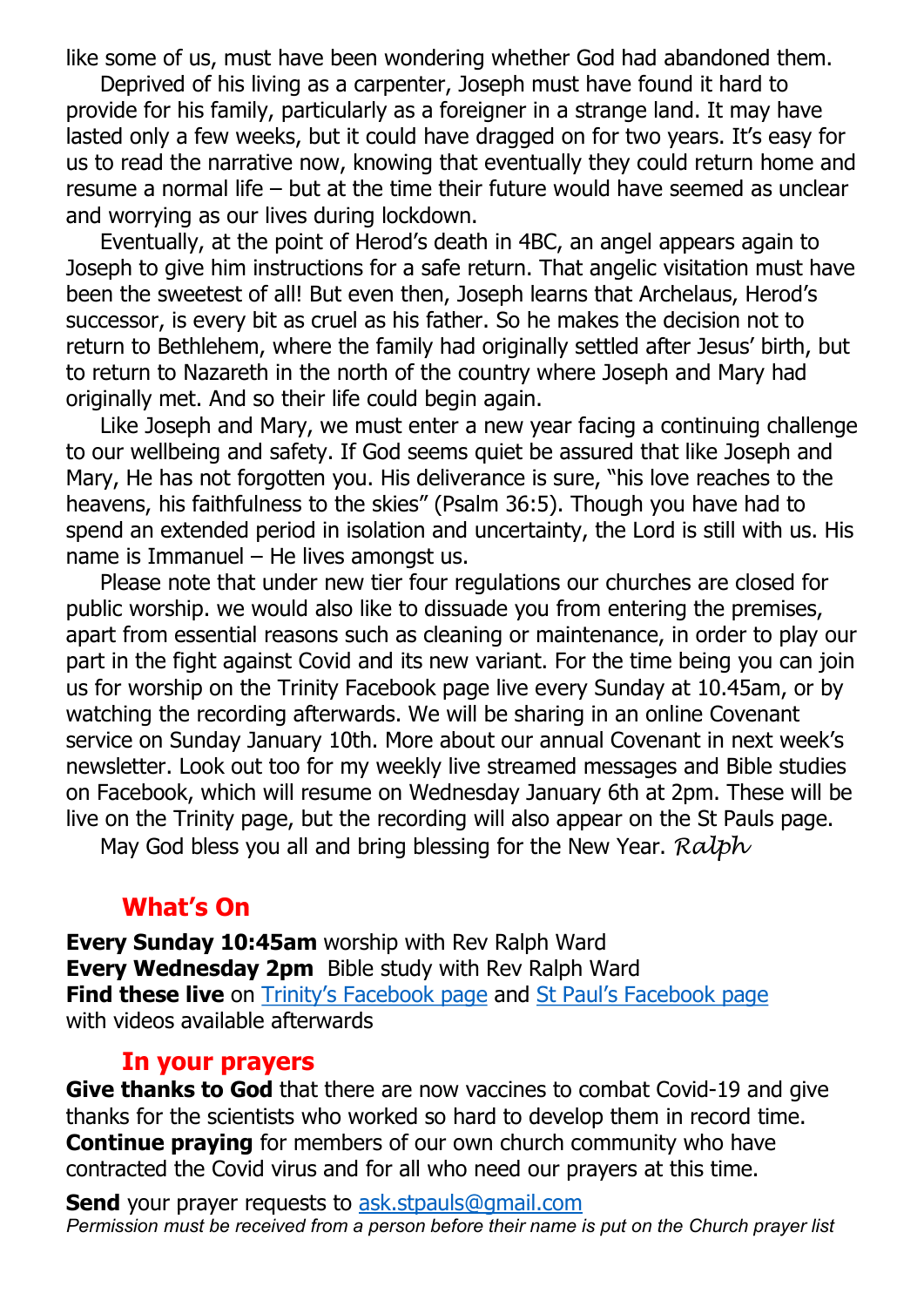like some of us, must have been wondering whether God had abandoned them.

Deprived of his living as a carpenter, Joseph must have found it hard to provide for his family, particularly as a foreigner in a strange land. It may have lasted only a few weeks, but it could have dragged on for two years. It's easy for us to read the narrative now, knowing that eventually they could return home and resume a normal life – but at the time their future would have seemed as unclear and worrying as our lives during lockdown.

Eventually, at the point of Herod's death in 4BC, an angel appears again to Joseph to give him instructions for a safe return. That angelic visitation must have been the sweetest of all! But even then, Joseph learns that Archelaus, Herod's successor, is every bit as cruel as his father. So he makes the decision not to return to Bethlehem, where the family had originally settled after Jesus' birth, but to return to Nazareth in the north of the country where Joseph and Mary had originally met. And so their life could begin again.

Like Joseph and Mary, we must enter a new year facing a continuing challenge to our wellbeing and safety. If God seems quiet be assured that like Joseph and Mary, He has not forgotten you. His deliverance is sure, "his love reaches to the heavens, his faithfulness to the skies" (Psalm 36:5). Though you have had to spend an extended period in isolation and uncertainty, the Lord is still with us. His name is Immanuel – He lives amongst us.

Please note that under new tier four regulations our churches are closed for public worship. we would also like to dissuade you from entering the premises, apart from essential reasons such as cleaning or maintenance, in order to play our part in the fight against Covid and its new variant. For the time being you can join us for worship on the Trinity Facebook page live every Sunday at 10.45am, or by watching the recording afterwards. We will be sharing in an online Covenant service on Sunday January 10th. More about our annual Covenant in next week's newsletter. Look out too for my weekly live streamed messages and Bible studies on Facebook, which will resume on Wednesday January 6th at 2pm. These will be live on the Trinity page, but the recording will also appear on the St Pauls page.

May God bless you all and bring blessing for the New Year. *Ralph*

## What's On

**Every Sunday 10:45am** worship with Rev Ralph Ward
**Every Wednesday 2pm** Bible study with Rev Ralph Ward
**Find these live** on Trinity's Facebook page and St Paul's Facebook page with videos available afterwards

## In your prayers

**Give thanks to God** that there are now vaccines to combat Covid-19 and give thanks for the scientists who worked so hard to develop them in record time.
**Continue praying** for members of our own church community who have contracted the Covid virus and for all who need our prayers at this time.

**Send** your prayer requests to ask.stpauls@gmail.com
*Permission must be received from a person before their name is put on the Church prayer list*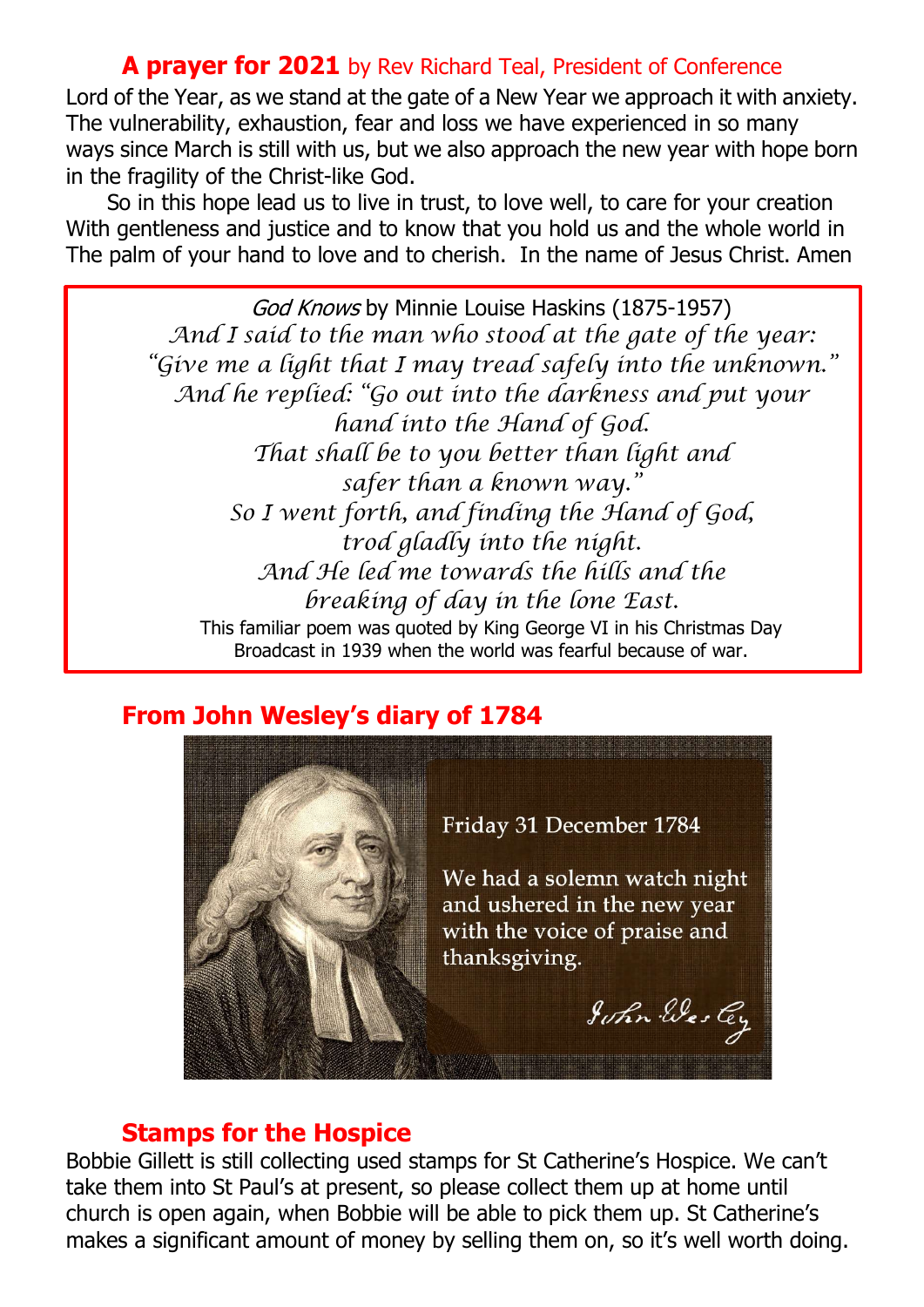## **A prayer for 2021** by Rev Richard Teal, President of Conference

Lord of the Year, as we stand at the gate of a New Year we approach it with anxiety. The vulnerability, exhaustion, fear and loss we have experienced in so many ways since March is still with us, but we also approach the new year with hope born in the fragility of the Christ-like God.

So in this hope lead us to live in trust, to love well, to care for your creation With gentleness and justice and to know that you hold us and the whole world in The palm of your hand to love and to cherish. In the name of Jesus Christ. Amen

*God Knows* by Minnie Louise Haskins (1875-1957)

*And I said to the man who stood at the gate of the year:*
*"Give me a light that I may tread safely into the unknown."*
*And he replied: "Go out into the darkness and put your hand into the Hand of God.*
*That shall be to you better than light and safer than a known way."*
*So I went forth, and finding the Hand of God, trod gladly into the night.*
*And He led me towards the hills and the breaking of day in the lone East.*

This familiar poem was quoted by King George VI in his Christmas Day Broadcast in 1939 when the world was fearful because of war.

## **From John Wesley's diary of 1784**

Friday 31 December 1784

We had a solemn watch night and ushered in the new year with the voice of praise and thanksgiving.

John Wesley

## **Stamps for the Hospice**

Bobbie Gillett is still collecting used stamps for St Catherine's Hospice. We can't take them into St Paul's at present, so please collect them up at home until church is open again, when Bobbie will be able to pick them up. St Catherine's makes a significant amount of money by selling them on, so it's well worth doing.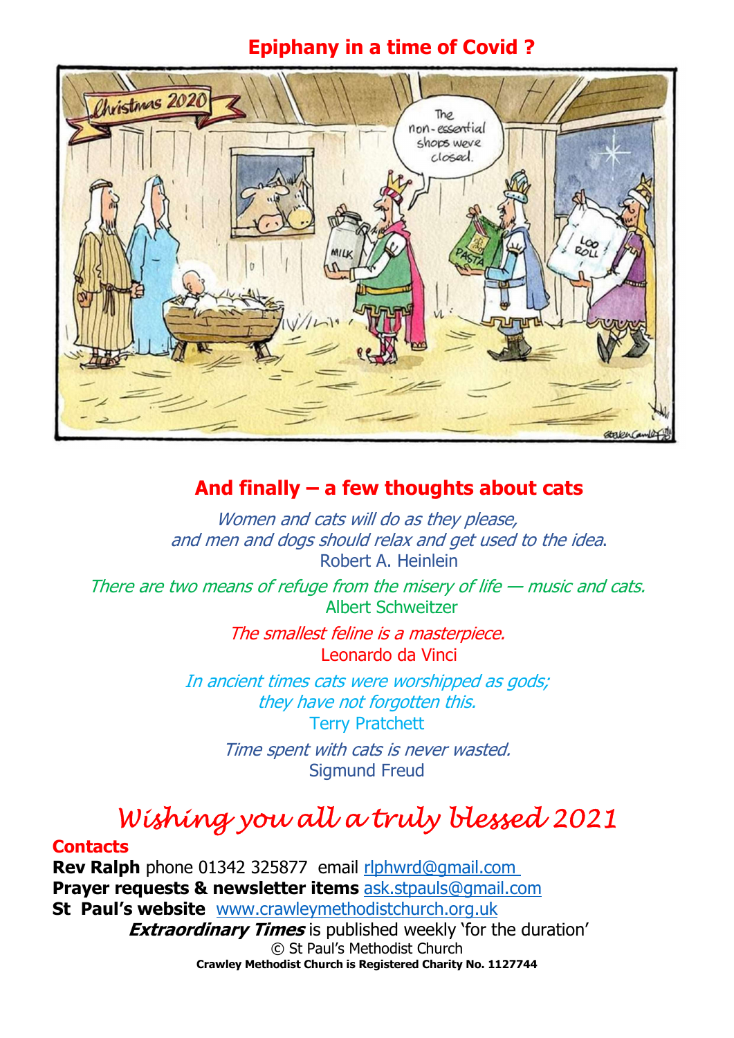## Epiphany in a time of Covid ?

## And finally – a few thoughts about cats

*Women and cats will do as they please,*
*and men and dogs should relax and get used to the idea.*
Robert A. Heinlein

*There are two means of refuge from the misery of life — music and cats.*
Albert Schweitzer

*The smallest feline is a masterpiece.*
Leonardo da Vinci

*In ancient times cats were worshipped as gods;*
*they have not forgotten this.*
Terry Pratchett

*Time spent with cats is never wasted.*
Sigmund Freud

# *Wishing you all a truly blessed 2021*

**Contacts**

**Rev Ralph** phone 01342 325877 email rlphwrd@gmail.com
**Prayer requests & newsletter items** ask.stpauls@gmail.com
**St Paul's website** www.crawleymethodistchurch.org.uk

***Extraordinary Times*** is published weekly 'for the duration'
© St Paul's Methodist Church
**Crawley Methodist Church is Registered Charity No. 1127744**